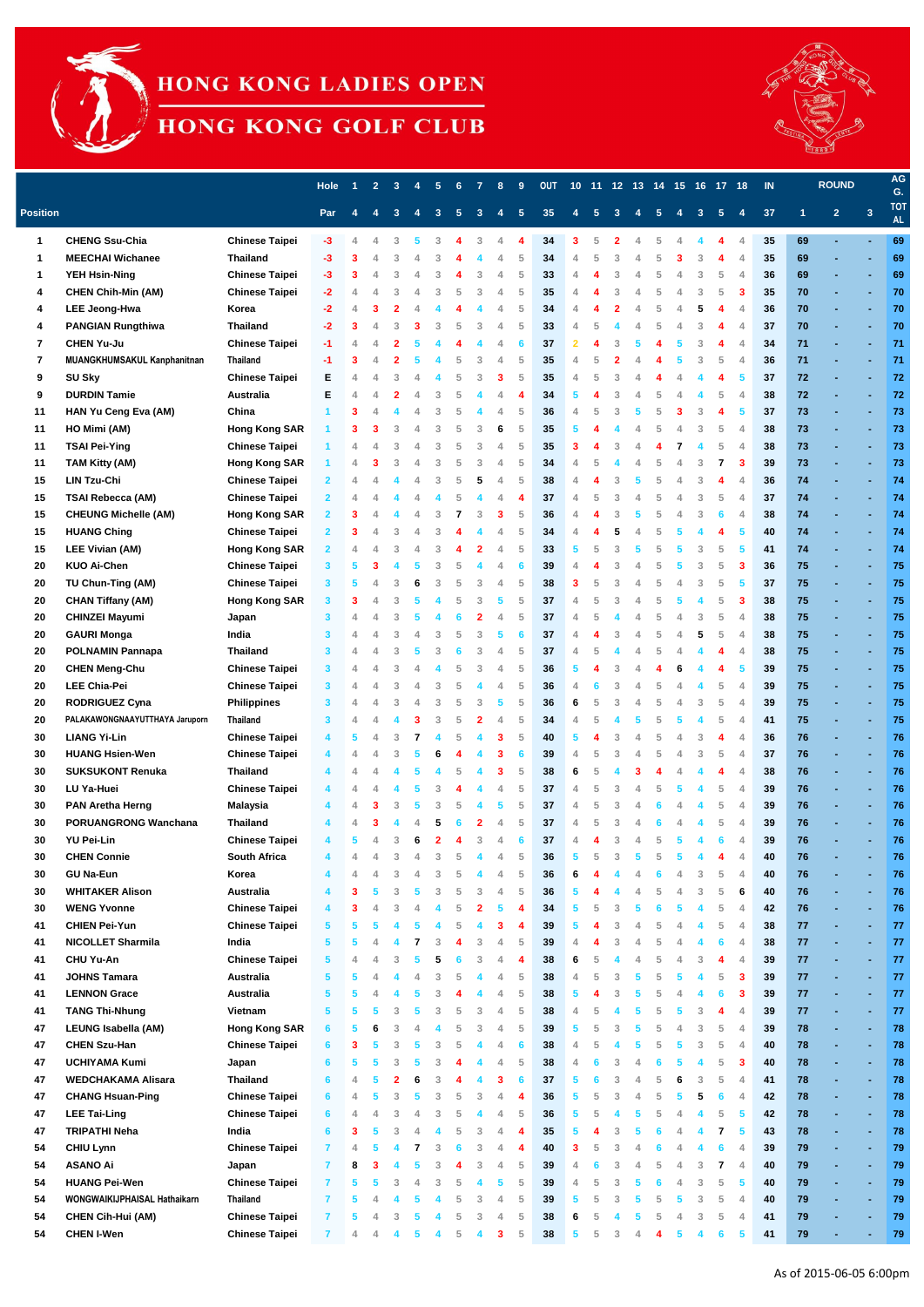# HONG KONG LADIES OPEN

## HONG KONG GOLF CLUB

| Position | | | Hole | 1 | 2 | 3 | 4 | 5 | 6 | 7 | 8 | 9 | OUT | 10 | 11 | 12 | 13 | 14 | 15 | 16 | 17 | 18 | IN | ROUND 1 | ROUND 2 | ROUND 3 | AGG. TOTAL |
|---|---|---|---|---|---|---|---|---|---|---|---|---|---|---|---|---|---|---|---|---|---|---|---|---|---|---|---|
| | | | Par | 4 | 4 | 3 | 4 | 3 | 5 | 3 | 4 | 5 | 35 | 4 | 5 | 3 | 4 | 5 | 4 | 3 | 5 | 4 | 37 | 1 | 2 | 3 | |
| 1 | CHENG Ssu-Chia | Chinese Taipei | -3 | 4 | 4 | 3 | 5 | 3 | 4 | 3 | 4 | 4 | 34 | 3 | 5 | 2 | 4 | 5 | 4 | 4 | 4 | 4 | 35 | 69 | - | - | 69 |
| 1 | MEECHAI Wichanee | Thailand | -3 | 3 | 4 | 3 | 4 | 3 | 4 | 4 | 4 | 5 | 34 | 4 | 5 | 3 | 4 | 5 | 3 | 3 | 4 | 4 | 35 | 69 | - | - | 69 |
| 1 | YEH Hsin-Ning | Chinese Taipei | -3 | 3 | 4 | 3 | 4 | 3 | 4 | 3 | 4 | 5 | 33 | 4 | 4 | 3 | 4 | 5 | 4 | 3 | 5 | 4 | 36 | 69 | - | - | 69 |
| 4 | CHEN Chih-Min (AM) | Chinese Taipei | -2 | 4 | 4 | 3 | 4 | 3 | 5 | 3 | 4 | 5 | 35 | 4 | 4 | 3 | 4 | 5 | 4 | 3 | 5 | 3 | 35 | 70 | - | - | 70 |
| 4 | LEE Jeong-Hwa | Korea | -2 | 4 | 3 | 2 | 4 | 4 | 4 | 4 | 4 | 5 | 34 | 4 | 4 | 2 | 4 | 5 | 4 | 5 | 4 | 4 | 36 | 70 | - | - | 70 |
| 4 | PANGIAN Rungthiwa | Thailand | -2 | 3 | 4 | 3 | 3 | 3 | 5 | 3 | 4 | 5 | 33 | 4 | 5 | 4 | 4 | 5 | 4 | 3 | 4 | 4 | 37 | 70 | - | - | 70 |
| 7 | CHEN Yu-Ju | Chinese Taipei | -1 | 4 | 4 | 2 | 5 | 4 | 4 | 4 | 4 | 6 | 37 | 2 | 4 | 3 | 5 | 4 | 5 | 3 | 4 | 4 | 34 | 71 | - | - | 71 |
| 7 | MUANGKHUMSAKUL Kanphanitnan | Thailand | -1 | 3 | 4 | 2 | 5 | 4 | 5 | 3 | 4 | 5 | 35 | 4 | 5 | 2 | 4 | 4 | 5 | 3 | 5 | 4 | 36 | 71 | - | - | 71 |
| 9 | SU Sky | Chinese Taipei | E | 4 | 4 | 3 | 4 | 4 | 5 | 3 | 3 | 5 | 35 | 4 | 5 | 3 | 4 | 4 | 4 | 4 | 4 | 5 | 37 | 72 | - | - | 72 |
| 9 | DURDIN Tamie | Australia | E | 4 | 4 | 2 | 4 | 3 | 5 | 4 | 4 | 4 | 34 | 5 | 4 | 3 | 4 | 5 | 4 | 4 | 5 | 4 | 38 | 72 | - | - | 72 |
| 11 | HAN Yu Ceng Eva (AM) | China | 1 | 3 | 4 | 4 | 4 | 3 | 5 | 4 | 4 | 5 | 36 | 4 | 5 | 3 | 5 | 5 | 3 | 3 | 4 | 5 | 37 | 73 | - | - | 73 |
| 11 | HO Mimi (AM) | Hong Kong SAR | 1 | 3 | 3 | 3 | 4 | 3 | 5 | 3 | 6 | 5 | 35 | 5 | 4 | 4 | 4 | 5 | 4 | 3 | 5 | 4 | 38 | 73 | - | - | 73 |
| 11 | TSAI Pei-Ying | Chinese Taipei | 1 | 4 | 4 | 3 | 4 | 3 | 5 | 3 | 4 | 5 | 35 | 3 | 4 | 3 | 4 | 4 | 7 | 4 | 5 | 4 | 38 | 73 | - | - | 73 |
| 11 | TAM Kitty (AM) | Hong Kong SAR | 1 | 4 | 3 | 3 | 4 | 3 | 5 | 3 | 4 | 5 | 34 | 4 | 5 | 4 | 4 | 5 | 4 | 3 | 7 | 3 | 39 | 73 | - | - | 73 |
| 15 | LIN Tzu-Chi | Chinese Taipei | 2 | 4 | 4 | 4 | 4 | 3 | 5 | 5 | 4 | 5 | 38 | 4 | 4 | 3 | 5 | 5 | 4 | 3 | 4 | 4 | 36 | 74 | - | - | 74 |
| 15 | TSAI Rebecca (AM) | Chinese Taipei | 2 | 4 | 4 | 4 | 4 | 4 | 5 | 4 | 4 | 4 | 37 | 4 | 5 | 3 | 4 | 5 | 4 | 3 | 5 | 4 | 37 | 74 | - | - | 74 |
| 15 | CHEUNG Michelle (AM) | Hong Kong SAR | 2 | 3 | 4 | 4 | 4 | 3 | 7 | 3 | 3 | 5 | 36 | 4 | 4 | 3 | 5 | 5 | 4 | 3 | 6 | 4 | 38 | 74 | - | - | 74 |
| 15 | HUANG Ching | Chinese Taipei | 2 | 3 | 4 | 3 | 4 | 3 | 4 | 4 | 4 | 5 | 34 | 4 | 4 | 5 | 4 | 5 | 5 | 4 | 4 | 5 | 40 | 74 | - | - | 74 |
| 15 | LEE Vivian (AM) | Hong Kong SAR | 2 | 4 | 4 | 3 | 4 | 3 | 4 | 2 | 4 | 5 | 33 | 5 | 5 | 3 | 5 | 5 | 5 | 3 | 5 | 5 | 41 | 74 | - | - | 74 |
| 20 | KUO Ai-Chen | Chinese Taipei | 3 | 5 | 3 | 4 | 5 | 3 | 5 | 4 | 4 | 6 | 39 | 4 | 4 | 3 | 4 | 5 | 5 | 3 | 5 | 3 | 36 | 75 | - | - | 75 |
| 20 | TU Chun-Ting (AM) | Chinese Taipei | 3 | 5 | 4 | 3 | 6 | 3 | 5 | 3 | 4 | 5 | 38 | 3 | 5 | 3 | 4 | 5 | 4 | 3 | 5 | 5 | 37 | 75 | - | - | 75 |
| 20 | CHAN Tiffany (AM) | Hong Kong SAR | 3 | 3 | 4 | 3 | 5 | 4 | 5 | 3 | 5 | 5 | 37 | 4 | 5 | 3 | 4 | 5 | 5 | 4 | 5 | 3 | 38 | 75 | - | - | 75 |
| 20 | CHINZEI Mayumi | Japan | 3 | 4 | 4 | 3 | 5 | 4 | 6 | 2 | 4 | 5 | 37 | 4 | 5 | 4 | 4 | 5 | 4 | 3 | 5 | 4 | 38 | 75 | - | - | 75 |
| 20 | GAURI Monga | India | 3 | 4 | 4 | 3 | 4 | 3 | 5 | 3 | 5 | 6 | 37 | 4 | 4 | 3 | 4 | 5 | 4 | 5 | 5 | 4 | 38 | 75 | - | - | 75 |
| 20 | POLNAMIN Pannapa | Thailand | 3 | 4 | 4 | 3 | 5 | 3 | 6 | 3 | 4 | 5 | 37 | 4 | 5 | 4 | 4 | 5 | 4 | 4 | 4 | 4 | 38 | 75 | - | - | 75 |
| 20 | CHEN Meng-Chu | Chinese Taipei | 3 | 4 | 4 | 3 | 4 | 4 | 5 | 3 | 4 | 5 | 36 | 5 | 4 | 3 | 4 | 4 | 6 | 4 | 4 | 5 | 39 | 75 | - | - | 75 |
| 20 | LEE Chia-Pei | Chinese Taipei | 3 | 4 | 4 | 3 | 4 | 3 | 5 | 4 | 4 | 5 | 36 | 4 | 6 | 3 | 4 | 5 | 4 | 4 | 5 | 4 | 39 | 75 | - | - | 75 |
| 20 | RODRIGUEZ Cyna | Philippines | 3 | 4 | 4 | 3 | 4 | 3 | 5 | 3 | 5 | 5 | 36 | 6 | 5 | 3 | 4 | 5 | 4 | 3 | 5 | 4 | 39 | 75 | - | - | 75 |
| 20 | PALAKAWONGNAAYUTTHAYA Jaruporn | Thailand | 3 | 4 | 4 | 4 | 3 | 3 | 5 | 2 | 4 | 5 | 34 | 4 | 5 | 4 | 5 | 5 | 5 | 4 | 5 | 4 | 41 | 75 | - | - | 75 |
| 30 | LIANG Yi-Lin | Chinese Taipei | 4 | 5 | 4 | 3 | 7 | 4 | 5 | 4 | 3 | 5 | 40 | 5 | 4 | 3 | 4 | 5 | 4 | 3 | 4 | 4 | 36 | 76 | - | - | 76 |
| 30 | HUANG Hsien-Wen | Chinese Taipei | 4 | 4 | 4 | 3 | 5 | 6 | 4 | 4 | 3 | 6 | 39 | 4 | 5 | 3 | 4 | 5 | 4 | 3 | 5 | 4 | 37 | 76 | - | - | 76 |
| 30 | SUKSUKONT Renuka | Thailand | 4 | 4 | 4 | 4 | 5 | 4 | 5 | 4 | 3 | 5 | 38 | 6 | 5 | 4 | 3 | 4 | 4 | 4 | 4 | 4 | 38 | 76 | - | - | 76 |
| 30 | LU Ya-Huei | Chinese Taipei | 4 | 4 | 4 | 4 | 5 | 3 | 4 | 4 | 4 | 5 | 37 | 4 | 5 | 3 | 4 | 5 | 5 | 4 | 5 | 4 | 39 | 76 | - | - | 76 |
| 30 | PAN Aretha Herng | Malaysia | 4 | 4 | 3 | 3 | 5 | 3 | 5 | 4 | 5 | 5 | 37 | 4 | 5 | 3 | 4 | 6 | 4 | 4 | 5 | 4 | 39 | 76 | - | - | 76 |
| 30 | PORUANGRONG Wanchana | Thailand | 4 | 4 | 3 | 4 | 4 | 5 | 6 | 2 | 4 | 5 | 37 | 4 | 5 | 3 | 4 | 6 | 4 | 4 | 5 | 4 | 39 | 76 | - | - | 76 |
| 30 | YU Pei-Lin | Chinese Taipei | 4 | 5 | 4 | 3 | 6 | 2 | 4 | 3 | 4 | 6 | 37 | 4 | 4 | 3 | 4 | 5 | 5 | 4 | 6 | 4 | 39 | 76 | - | - | 76 |
| 30 | CHEN Connie | South Africa | 4 | 4 | 4 | 3 | 4 | 3 | 5 | 4 | 4 | 5 | 36 | 5 | 5 | 3 | 5 | 5 | 5 | 4 | 4 | 4 | 40 | 76 | - | - | 76 |
| 30 | GU Na-Eun | Korea | 4 | 4 | 4 | 3 | 4 | 3 | 5 | 4 | 4 | 5 | 36 | 6 | 4 | 4 | 4 | 6 | 4 | 4 | 4 | 4 | 40 | 76 | - | - | 76 |
| 30 | WHITAKER Alison | Australia | 4 | 3 | 5 | 3 | 5 | 3 | 5 | 3 | 4 | 5 | 36 | 5 | 4 | 4 | 4 | 5 | 4 | 3 | 5 | 6 | 40 | 76 | - | - | 76 |
| 30 | WENG Yvonne | Chinese Taipei | 4 | 3 | 4 | 3 | 4 | 4 | 5 | 2 | 5 | 4 | 34 | 5 | 5 | 3 | 5 | 6 | 5 | 4 | 5 | 4 | 42 | 76 | - | - | 76 |
| 41 | CHIEN Pei-Yun | Chinese Taipei | 5 | 5 | 5 | 4 | 5 | 4 | 5 | 4 | 3 | 4 | 39 | 5 | 4 | 3 | 4 | 5 | 4 | 4 | 5 | 4 | 38 | 77 | - | - | 77 |
| 41 | NICOLLET Sharmila | India | 5 | 5 | 4 | 4 | 7 | 3 | 4 | 3 | 4 | 5 | 39 | 4 | 4 | 3 | 4 | 5 | 4 | 4 | 6 | 4 | 38 | 77 | - | - | 77 |
| 41 | CHU Yu-An | Chinese Taipei | 5 | 4 | 4 | 3 | 5 | 5 | 6 | 3 | 4 | 4 | 38 | 6 | 5 | 4 | 4 | 5 | 4 | 3 | 4 | 4 | 39 | 77 | - | - | 77 |
| 41 | JOHNS Tamara | Australia | 5 | 5 | 4 | 4 | 4 | 3 | 5 | 4 | 4 | 5 | 38 | 4 | 5 | 3 | 5 | 5 | 5 | 4 | 5 | 3 | 39 | 77 | - | - | 77 |
| 41 | LENNON Grace | Australia | 5 | 5 | 4 | 4 | 5 | 3 | 4 | 4 | 4 | 5 | 38 | 5 | 4 | 3 | 5 | 5 | 4 | 4 | 6 | 3 | 39 | 77 | - | - | 77 |
| 41 | TANG Thi-Nhung | Vietnam | 5 | 5 | 5 | 3 | 5 | 3 | 5 | 3 | 4 | 5 | 38 | 4 | 5 | 4 | 5 | 5 | 5 | 3 | 4 | 4 | 39 | 77 | - | - | 77 |
| 47 | LEUNG Isabella (AM) | Hong Kong SAR | 6 | 5 | 6 | 3 | 4 | 4 | 5 | 3 | 4 | 5 | 39 | 5 | 5 | 3 | 5 | 5 | 4 | 3 | 5 | 4 | 39 | 78 | - | - | 78 |
| 47 | CHEN Szu-Han | Chinese Taipei | 6 | 3 | 5 | 3 | 5 | 3 | 5 | 4 | 4 | 6 | 38 | 4 | 5 | 4 | 5 | 5 | 5 | 3 | 5 | 4 | 40 | 78 | - | - | 78 |
| 47 | UCHIYAMA Kumi | Japan | 6 | 5 | 5 | 3 | 5 | 3 | 4 | 4 | 4 | 5 | 38 | 4 | 6 | 3 | 4 | 6 | 5 | 4 | 5 | 3 | 40 | 78 | - | - | 78 |
| 47 | WEDCHAKAMA Alisara | Thailand | 6 | 4 | 5 | 2 | 6 | 3 | 4 | 4 | 3 | 6 | 37 | 5 | 6 | 3 | 4 | 5 | 6 | 3 | 5 | 4 | 41 | 78 | - | - | 78 |
| 47 | CHANG Hsuan-Ping | Chinese Taipei | 6 | 4 | 5 | 3 | 5 | 3 | 5 | 3 | 4 | 4 | 36 | 5 | 5 | 3 | 4 | 5 | 5 | 5 | 6 | 4 | 42 | 78 | - | - | 78 |
| 47 | LEE Tai-Ling | Chinese Taipei | 6 | 4 | 4 | 3 | 4 | 3 | 5 | 4 | 4 | 5 | 36 | 5 | 5 | 4 | 5 | 5 | 5 | 4 | 5 | 5 | 42 | 78 | - | - | 78 |
| 47 | TRIPATHI Neha | India | 6 | 3 | 5 | 3 | 4 | 4 | 5 | 3 | 4 | 4 | 35 | 5 | 4 | 3 | 5 | 6 | 4 | 4 | 7 | 5 | 43 | 78 | - | - | 78 |
| 54 | CHIU Lynn | Chinese Taipei | 7 | 4 | 5 | 4 | 7 | 3 | 6 | 3 | 4 | 4 | 40 | 3 | 5 | 3 | 4 | 6 | 4 | 4 | 6 | 4 | 39 | 79 | - | - | 79 |
| 54 | ASANO Ai | Japan | 7 | 8 | 3 | 4 | 5 | 3 | 4 | 3 | 4 | 5 | 39 | 4 | 6 | 3 | 4 | 5 | 4 | 3 | 7 | 4 | 40 | 79 | - | - | 79 |
| 54 | HUANG Pei-Wen | Chinese Taipei | 7 | 5 | 5 | 3 | 4 | 3 | 5 | 4 | 5 | 5 | 39 | 4 | 5 | 3 | 5 | 6 | 4 | 3 | 5 | 5 | 40 | 79 | - | - | 79 |
| 54 | WONGWAIKIJPHAISAL Hathaikarn | Thailand | 7 | 5 | 4 | 4 | 5 | 4 | 5 | 3 | 4 | 5 | 39 | 5 | 5 | 3 | 5 | 5 | 5 | 3 | 5 | 4 | 40 | 79 | - | - | 79 |
| 54 | CHEN Cih-Hui (AM) | Chinese Taipei | 7 | 5 | 4 | 3 | 5 | 4 | 5 | 3 | 4 | 5 | 38 | 6 | 5 | 4 | 5 | 5 | 4 | 3 | 5 | 4 | 41 | 79 | - | - | 79 |
| 54 | CHEN I-Wen | Chinese Taipei | 7 | 4 | 4 | 4 | 5 | 4 | 5 | 4 | 3 | 5 | 38 | 5 | 5 | 3 | 4 | 4 | 5 | 4 | 6 | 5 | 41 | 79 | - | - | 79 |

As of 2015-06-05 6:00pm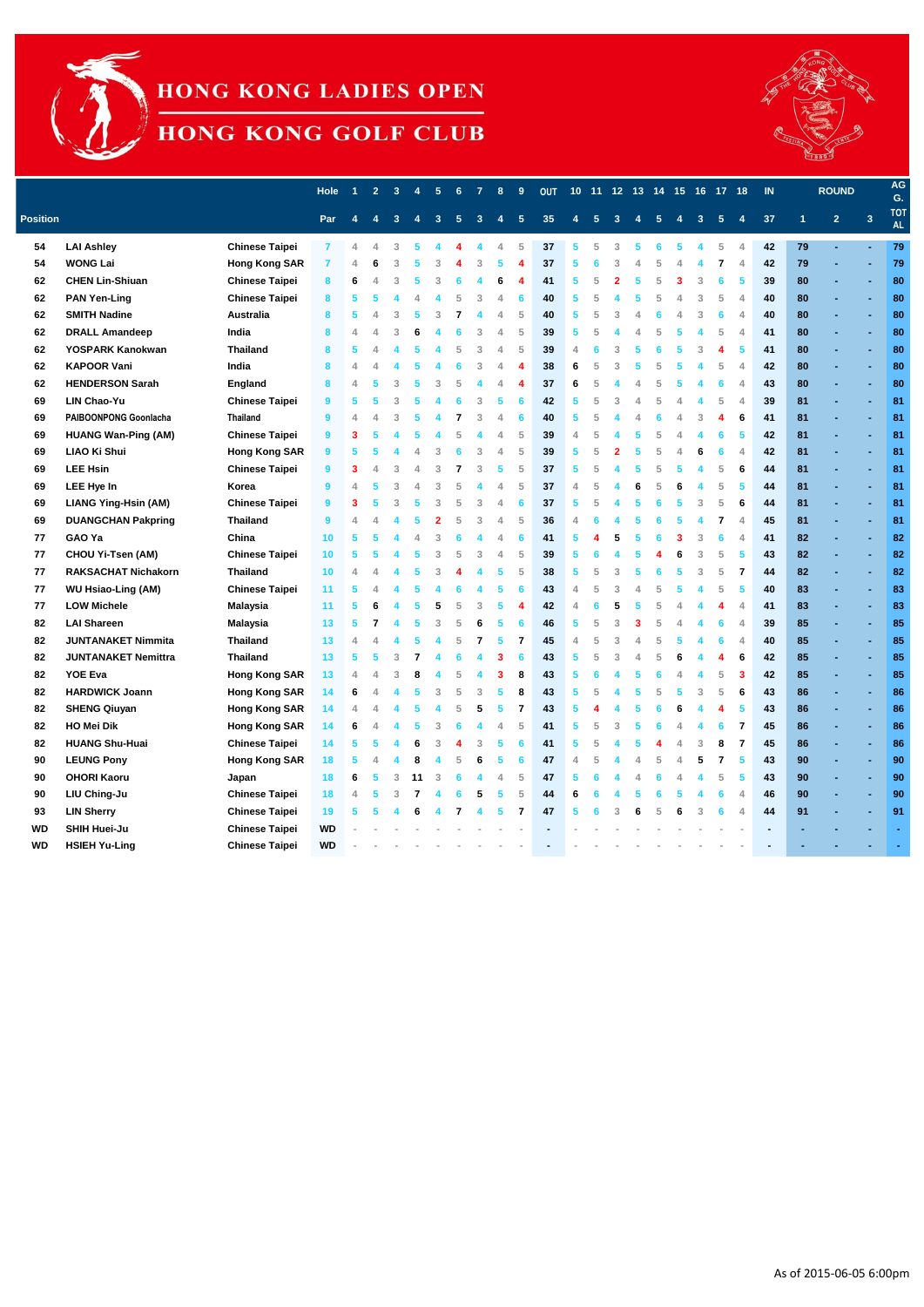# HONG KONG LADIES OPEN

# HONG KONG GOLF CLUB

| Position | | | Hole | 1 | 2 | 3 | 4 | 5 | 6 | 7 | 8 | 9 | OUT | 10 | 11 | 12 | 13 | 14 | 15 | 16 | 17 | 18 | IN | ROUND 1 | ROUND 2 | ROUND 3 | AGG. TOTAL |
|---|---|---|---|---|---|---|---|---|---|---|---|---|---|---|---|---|---|---|---|---|---|---|---|---|---|---|---|
| | | | Par | 4 | 4 | 3 | 4 | 3 | 5 | 3 | 4 | 5 | 35 | 4 | 5 | 3 | 4 | 5 | 4 | 3 | 5 | 4 | 37 | 1 | 2 | 3 | |
| 54 | LAI Ashley | Chinese Taipei | 7 | 4 | 4 | 3 | 5 | 4 | 4 | 4 | 4 | 5 | 37 | 5 | 5 | 3 | 5 | 6 | 5 | 4 | 5 | 4 | 42 | 79 | - | - | 79 |
| 54 | WONG Lai | Hong Kong SAR | 7 | 4 | 6 | 3 | 5 | 3 | 4 | 3 | 5 | 4 | 37 | 5 | 6 | 3 | 4 | 5 | 4 | 4 | 7 | 4 | 42 | 79 | - | - | 79 |
| 62 | CHEN Lin-Shiuan | Chinese Taipei | 8 | 6 | 4 | 3 | 5 | 3 | 6 | 4 | 6 | 4 | 41 | 5 | 5 | 2 | 5 | 5 | 3 | 3 | 6 | 5 | 39 | 80 | - | - | 80 |
| 62 | PAN Yen-Ling | Chinese Taipei | 8 | 5 | 5 | 4 | 4 | 4 | 5 | 3 | 4 | 6 | 40 | 5 | 5 | 4 | 5 | 5 | 4 | 3 | 5 | 4 | 40 | 80 | - | - | 80 |
| 62 | SMITH Nadine | Australia | 8 | 5 | 4 | 3 | 5 | 3 | 7 | 4 | 4 | 5 | 40 | 5 | 5 | 3 | 4 | 6 | 4 | 3 | 6 | 4 | 40 | 80 | - | - | 80 |
| 62 | DRALL Amandeep | India | 8 | 4 | 4 | 3 | 6 | 4 | 6 | 3 | 4 | 5 | 39 | 5 | 5 | 4 | 4 | 5 | 5 | 4 | 5 | 4 | 41 | 80 | - | - | 80 |
| 62 | YOSPARK Kanokwan | Thailand | 8 | 5 | 4 | 4 | 5 | 4 | 5 | 3 | 4 | 5 | 39 | 4 | 6 | 3 | 5 | 6 | 5 | 3 | 4 | 5 | 41 | 80 | - | - | 80 |
| 62 | KAPOOR Vani | India | 8 | 4 | 4 | 4 | 5 | 4 | 6 | 3 | 4 | 4 | 38 | 6 | 5 | 3 | 5 | 5 | 5 | 4 | 5 | 4 | 42 | 80 | - | - | 80 |
| 62 | HENDERSON Sarah | England | 8 | 4 | 5 | 3 | 5 | 3 | 5 | 4 | 4 | 4 | 37 | 6 | 5 | 4 | 4 | 5 | 5 | 4 | 6 | 4 | 43 | 80 | - | - | 80 |
| 69 | LIN Chao-Yu | Chinese Taipei | 9 | 5 | 5 | 3 | 5 | 4 | 6 | 3 | 5 | 6 | 42 | 5 | 5 | 3 | 4 | 5 | 4 | 4 | 5 | 4 | 39 | 81 | - | - | 81 |
| 69 | PAIBOONPONG Goonlacha | Thailand | 9 | 4 | 4 | 3 | 5 | 4 | 7 | 3 | 4 | 6 | 40 | 5 | 5 | 4 | 4 | 6 | 4 | 3 | 4 | 6 | 41 | 81 | - | - | 81 |
| 69 | HUANG Wan-Ping (AM) | Chinese Taipei | 9 | 3 | 5 | 4 | 5 | 4 | 5 | 4 | 4 | 5 | 39 | 4 | 5 | 4 | 5 | 5 | 4 | 4 | 6 | 5 | 42 | 81 | - | - | 81 |
| 69 | LIAO Ki Shui | Hong Kong SAR | 9 | 5 | 5 | 4 | 4 | 3 | 6 | 3 | 4 | 5 | 39 | 5 | 5 | 2 | 5 | 5 | 4 | 6 | 6 | 4 | 42 | 81 | - | - | 81 |
| 69 | LEE Hsin | Chinese Taipei | 9 | 3 | 4 | 3 | 4 | 3 | 7 | 3 | 5 | 5 | 37 | 5 | 5 | 4 | 5 | 5 | 5 | 4 | 5 | 6 | 44 | 81 | - | - | 81 |
| 69 | LEE Hye In | Korea | 9 | 4 | 5 | 3 | 4 | 3 | 5 | 4 | 4 | 5 | 37 | 4 | 5 | 4 | 6 | 5 | 6 | 4 | 5 | 5 | 44 | 81 | - | - | 81 |
| 69 | LIANG Ying-Hsin (AM) | Chinese Taipei | 9 | 3 | 5 | 3 | 5 | 3 | 5 | 3 | 4 | 6 | 37 | 5 | 5 | 4 | 5 | 6 | 5 | 3 | 5 | 6 | 44 | 81 | - | - | 81 |
| 69 | DUANGCHAN Pakpring | Thailand | 9 | 4 | 4 | 4 | 5 | 2 | 5 | 3 | 4 | 5 | 36 | 4 | 6 | 4 | 5 | 6 | 5 | 4 | 7 | 4 | 45 | 81 | - | - | 81 |
| 77 | GAO Ya | China | 10 | 5 | 5 | 4 | 4 | 3 | 6 | 4 | 4 | 6 | 41 | 5 | 4 | 5 | 5 | 6 | 3 | 3 | 6 | 4 | 41 | 82 | - | - | 82 |
| 77 | CHOU Yi-Tsen (AM) | Chinese Taipei | 10 | 5 | 5 | 4 | 5 | 3 | 5 | 3 | 4 | 5 | 39 | 5 | 6 | 4 | 5 | 4 | 6 | 3 | 5 | 5 | 43 | 82 | - | - | 82 |
| 77 | RAKSACHAT Nichakorn | Thailand | 10 | 4 | 4 | 4 | 5 | 3 | 4 | 4 | 5 | 5 | 38 | 5 | 5 | 3 | 5 | 6 | 5 | 3 | 5 | 7 | 44 | 82 | - | - | 82 |
| 77 | WU Hsiao-Ling (AM) | Chinese Taipei | 11 | 5 | 4 | 4 | 5 | 4 | 6 | 4 | 5 | 6 | 43 | 4 | 5 | 3 | 4 | 5 | 5 | 4 | 5 | 5 | 40 | 83 | - | - | 83 |
| 77 | LOW Michele | Malaysia | 11 | 5 | 6 | 4 | 5 | 5 | 5 | 3 | 5 | 4 | 42 | 4 | 6 | 5 | 5 | 5 | 4 | 4 | 4 | 4 | 41 | 83 | - | - | 83 |
| 82 | LAI Shareen | Malaysia | 13 | 5 | 7 | 4 | 5 | 3 | 5 | 6 | 5 | 6 | 46 | 5 | 5 | 3 | 3 | 5 | 4 | 4 | 6 | 4 | 39 | 85 | - | - | 85 |
| 82 | JUNTANAKET Nimmita | Thailand | 13 | 4 | 4 | 4 | 5 | 4 | 5 | 7 | 5 | 7 | 45 | 4 | 5 | 3 | 4 | 5 | 5 | 4 | 6 | 4 | 40 | 85 | - | - | 85 |
| 82 | JUNTANAKET Nemittra | Thailand | 13 | 5 | 5 | 3 | 7 | 4 | 6 | 4 | 3 | 6 | 43 | 5 | 5 | 3 | 4 | 5 | 6 | 4 | 4 | 6 | 42 | 85 | - | - | 85 |
| 82 | YOE Eva | Hong Kong SAR | 13 | 4 | 4 | 3 | 8 | 4 | 5 | 4 | 3 | 8 | 43 | 5 | 6 | 4 | 5 | 6 | 4 | 4 | 5 | 3 | 42 | 85 | - | - | 85 |
| 82 | HARDWICK Joann | Hong Kong SAR | 14 | 6 | 4 | 4 | 5 | 3 | 5 | 3 | 5 | 8 | 43 | 5 | 5 | 4 | 5 | 5 | 5 | 3 | 5 | 6 | 43 | 86 | - | - | 86 |
| 82 | SHENG Qiuyan | Hong Kong SAR | 14 | 4 | 4 | 4 | 5 | 4 | 5 | 5 | 5 | 7 | 43 | 5 | 4 | 4 | 5 | 6 | 6 | 4 | 4 | 5 | 43 | 86 | - | - | 86 |
| 82 | HO Mei Dik | Hong Kong SAR | 14 | 6 | 4 | 4 | 5 | 3 | 6 | 4 | 4 | 5 | 41 | 5 | 5 | 3 | 5 | 6 | 4 | 4 | 6 | 7 | 45 | 86 | - | - | 86 |
| 82 | HUANG Shu-Huai | Chinese Taipei | 14 | 5 | 5 | 4 | 6 | 3 | 4 | 3 | 5 | 6 | 41 | 5 | 5 | 4 | 5 | 4 | 4 | 3 | 8 | 7 | 45 | 86 | - | - | 86 |
| 90 | LEUNG Pony | Hong Kong SAR | 18 | 5 | 4 | 4 | 8 | 4 | 5 | 6 | 5 | 6 | 47 | 4 | 5 | 4 | 4 | 5 | 4 | 5 | 7 | 5 | 43 | 90 | - | - | 90 |
| 90 | OHORI Kaoru | Japan | 18 | 6 | 5 | 3 | 11 | 3 | 6 | 4 | 4 | 5 | 47 | 5 | 6 | 4 | 4 | 6 | 4 | 4 | 5 | 5 | 43 | 90 | - | - | 90 |
| 90 | LIU Ching-Ju | Chinese Taipei | 18 | 4 | 5 | 3 | 7 | 4 | 6 | 5 | 5 | 5 | 44 | 6 | 6 | 4 | 5 | 6 | 5 | 4 | 6 | 4 | 46 | 90 | - | - | 90 |
| 93 | LIN Sherry | Chinese Taipei | 19 | 5 | 5 | 4 | 6 | 4 | 7 | 4 | 5 | 7 | 47 | 5 | 6 | 3 | 6 | 5 | 6 | 3 | 6 | 4 | 44 | 91 | - | - | 91 |
| WD | SHIH Huei-Ju | Chinese Taipei | WD | - | - | - | - | - | - | - | - | - | - | - | - | - | - | - | - | - | - | - | - | - | - | - | - |
| WD | HSIEH Yu-Ling | Chinese Taipei | WD | - | - | - | - | - | - | - | - | - | - | - | - | - | - | - | - | - | - | - | - | - | - | - | - |

As of 2015-06-05 6:00pm